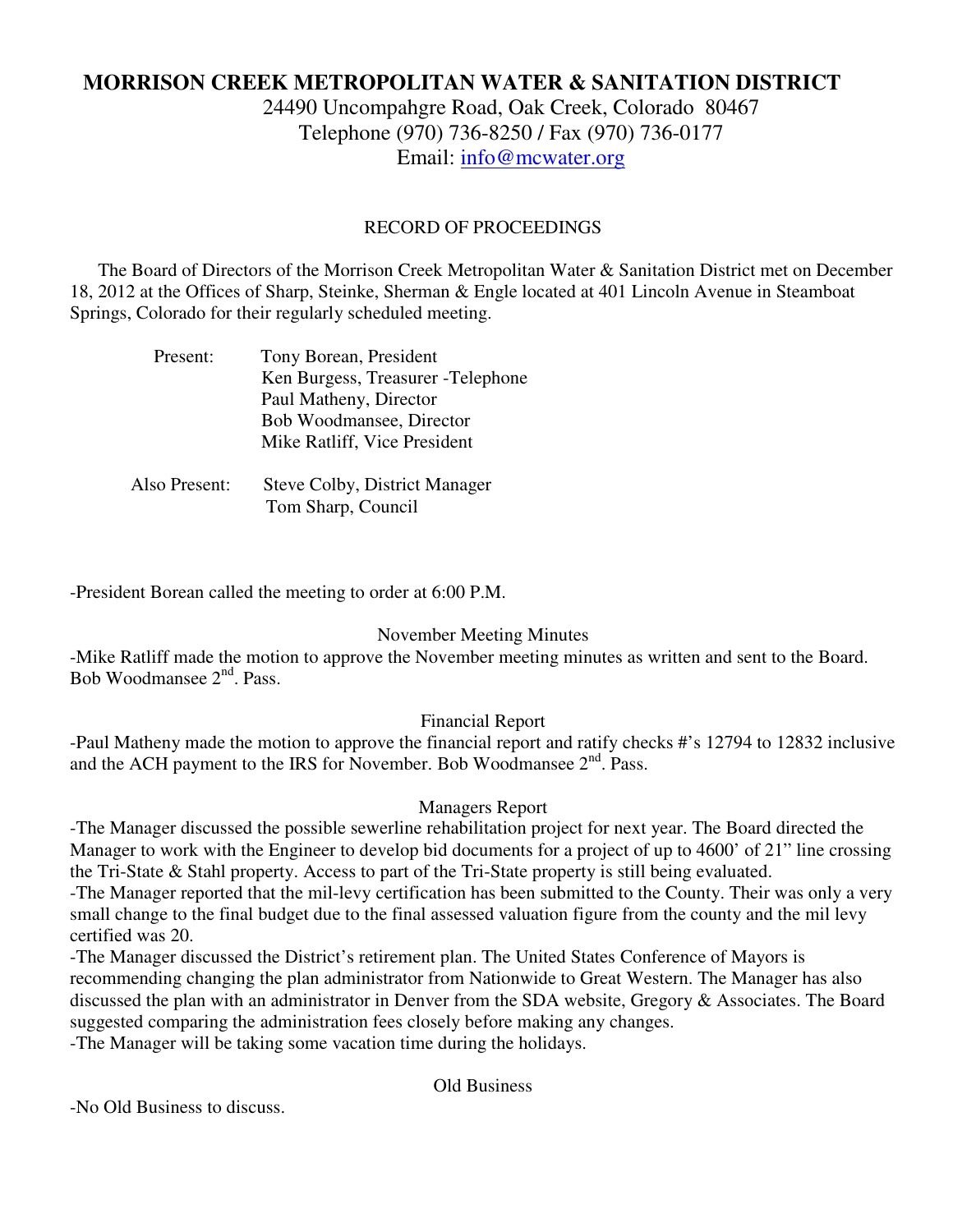# MORRISON CREEK METROPOLITAN WATER & SANITATION DISTRICT

24490 Uncompahgre Road, Oak Creek, Colorado 80467
Telephone (970) 736-8250 / Fax (970) 736-0177
Email: info@mcwater.org

RECORD OF PROCEEDINGS

The Board of Directors of the Morrison Creek Metropolitan Water & Sanitation District met on December 18, 2012 at the Offices of Sharp, Steinke, Sherman & Engle located at 401 Lincoln Avenue in Steamboat Springs, Colorado for their regularly scheduled meeting.

Present:
- Tony Borean, President
- Ken Burgess, Treasurer -Telephone
- Paul Matheny, Director
- Bob Woodmansee, Director
- Mike Ratliff, Vice President

Also Present:
- Steve Colby, District Manager
- Tom Sharp, Council

-President Borean called the meeting to order at 6:00 P.M.

November Meeting Minutes

-Mike Ratliff made the motion to approve the November meeting minutes as written and sent to the Board. Bob Woodmansee 2nd. Pass.

Financial Report

-Paul Matheny made the motion to approve the financial report and ratify checks #'s 12794 to 12832 inclusive and the ACH payment to the IRS for November. Bob Woodmansee 2nd. Pass.

Managers Report

-The Manager discussed the possible sewerline rehabilitation project for next year. The Board directed the Manager to work with the Engineer to develop bid documents for a project of up to 4600' of 21" line crossing the Tri-State & Stahl property. Access to part of the Tri-State property is still being evaluated.

-The Manager reported that the mil-levy certification has been submitted to the County. Their was only a very small change to the final budget due to the final assessed valuation figure from the county and the mil levy certified was 20.

-The Manager discussed the District's retirement plan. The United States Conference of Mayors is recommending changing the plan administrator from Nationwide to Great Western. The Manager has also discussed the plan with an administrator in Denver from the SDA website, Gregory & Associates. The Board suggested comparing the administration fees closely before making any changes.

-The Manager will be taking some vacation time during the holidays.

Old Business

-No Old Business to discuss.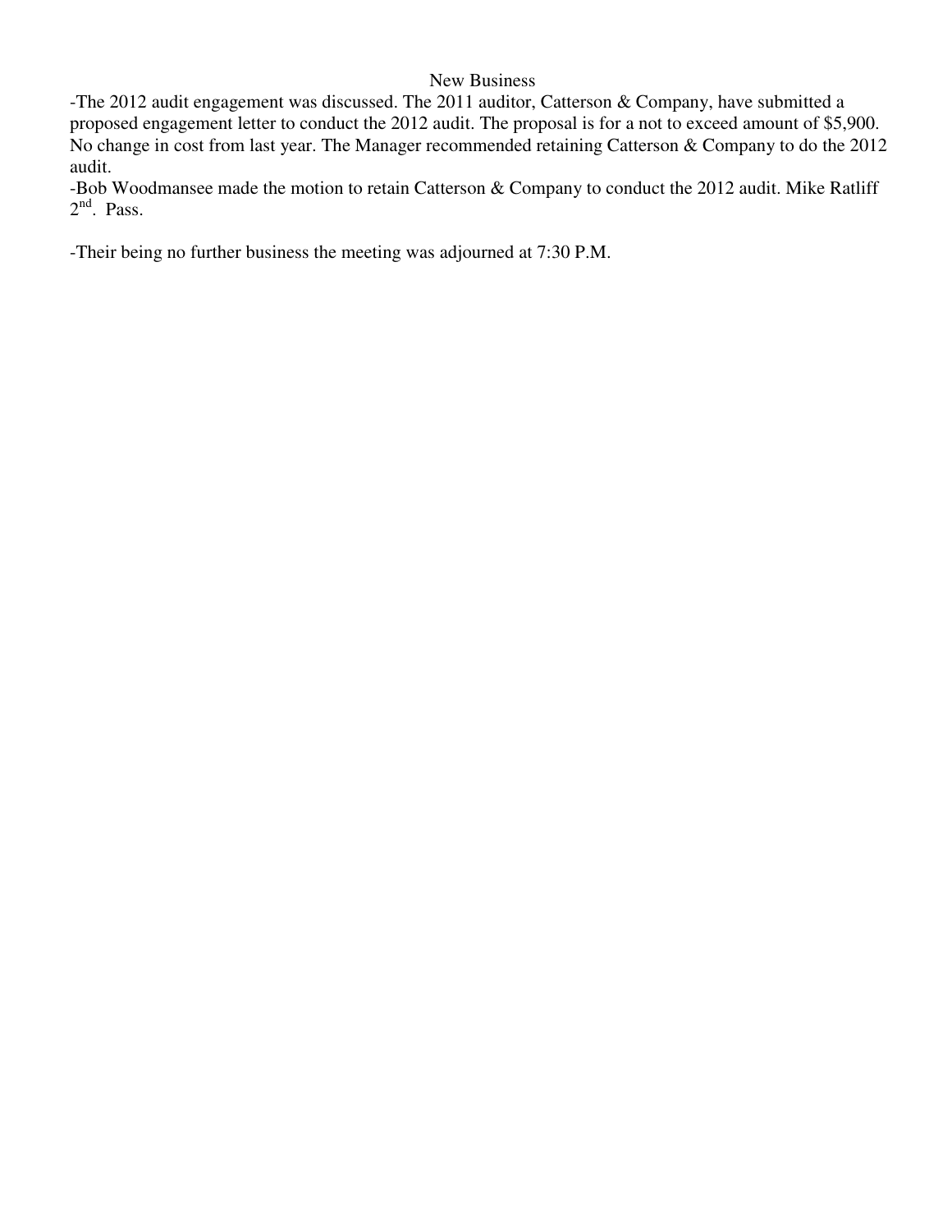## New Business

-The 2012 audit engagement was discussed. The 2011 auditor, Catterson & Company, have submitted a proposed engagement letter to conduct the 2012 audit. The proposal is for a not to exceed amount of $5,900. No change in cost from last year. The Manager recommended retaining Catterson & Company to do the 2012 audit.

-Bob Woodmansee made the motion to retain Catterson & Company to conduct the 2012 audit. Mike Ratliff 2nd. Pass.

-Their being no further business the meeting was adjourned at 7:30 P.M.